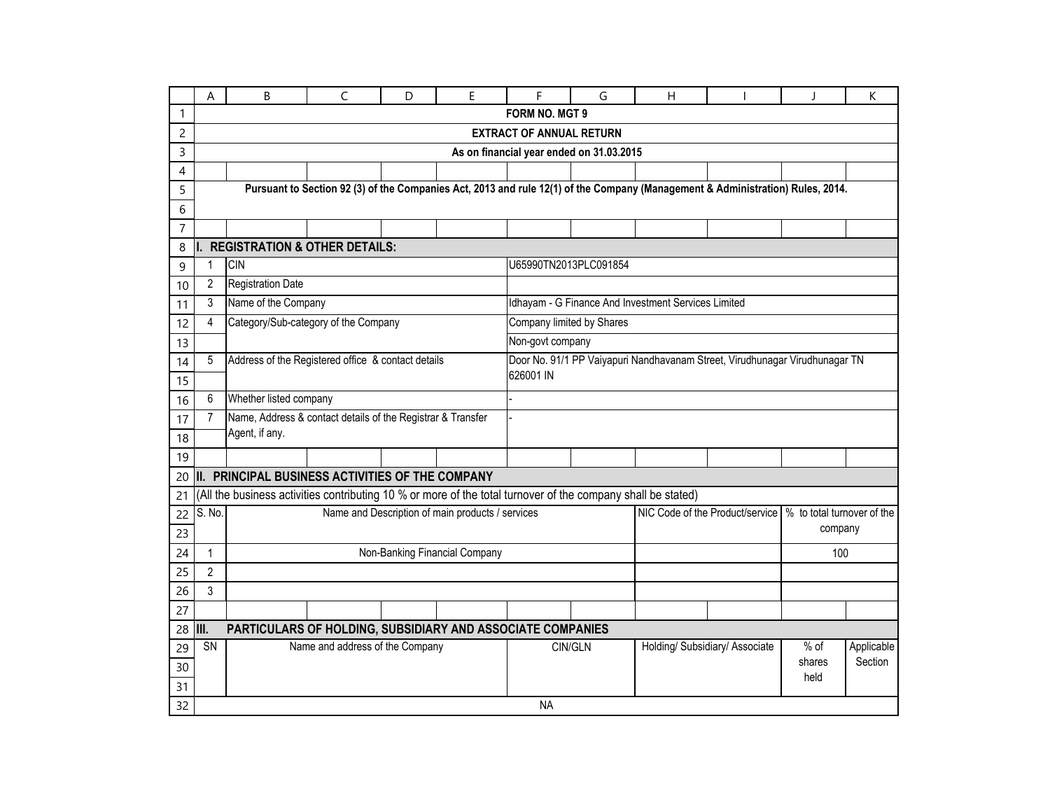# FORM NO. MGT 9

## EXTRACT OF ANNUAL RETURN

**As on financial year ended on 31.03.2015**

**Pursuant to Section 92 (3) of the Companies Act, 2013 and rule 12(1) of the Company (Management & Administration) Rules, 2014.**

## I. REGISTRATION & OTHER DETAILS:

| | | |
|---|---|---|
| 1 | CIN | U65990TN2013PLC091854 |
| 2 | Registration Date | |
| 3 | Name of the Company | Idhayam - G Finance And Investment Services Limited |
| 4 | Category/Sub-category of the Company | Company limited by Shares |
| | | Non-govt company |
| 5 | Address of the Registered office & contact details | Door No. 91/1 PP Vaiyapuri Nandhavanam Street, Virudhunagar Virudhunagar TN 626001 IN |
| 6 | Whether listed company | - |
| 7 | Name, Address & contact details of the Registrar & Transfer Agent, if any. | - |

## II. PRINCIPAL BUSINESS ACTIVITIES OF THE COMPANY

(All the business activities contributing 10 % or more of the total turnover of the company shall be stated)

| S. No. | Name and Description of main products / services | NIC Code of the Product/service | % to total turnover of the company |
|---|---|---|---|
| 1 | Non-Banking Financial Company | | 100 |
| 2 | | | |
| 3 | | | |

## III. PARTICULARS OF HOLDING, SUBSIDIARY AND ASSOCIATE COMPANIES

| SN | Name and address of the Company | CIN/GLN | Holding/ Subsidiary/ Associate | % of shares held | Applicable Section |
|---|---|---|---|---|---|
| | | NA | | | |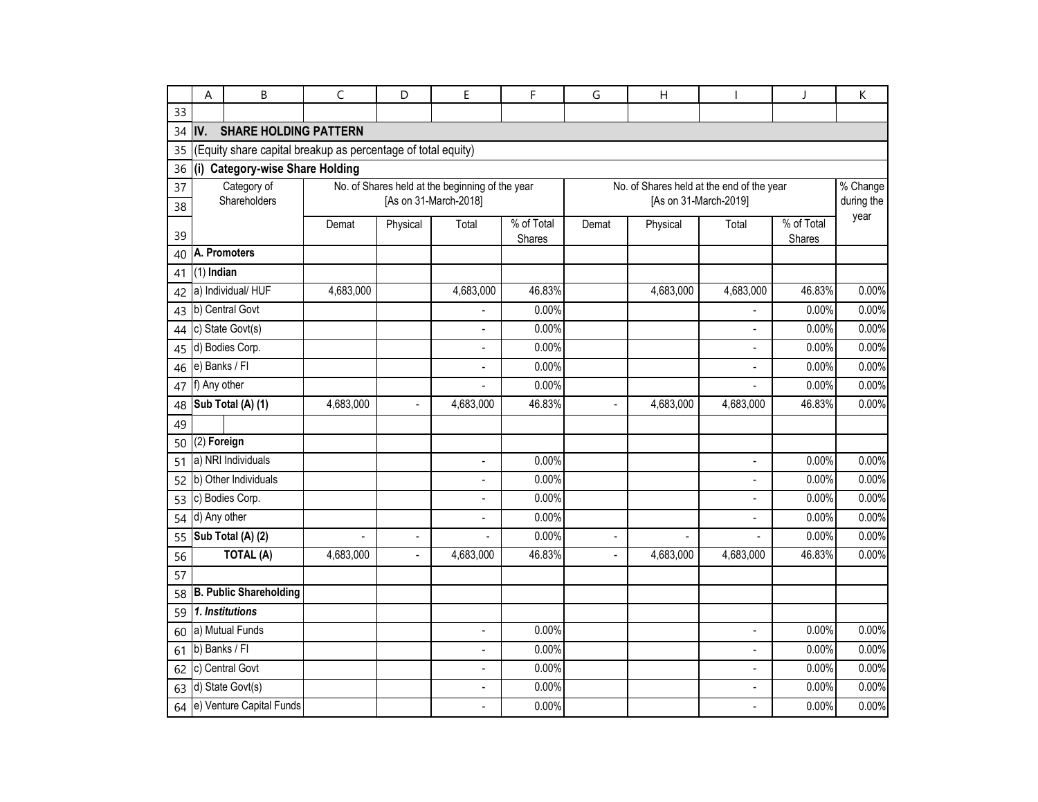## IV. SHARE HOLDING PATTERN

(Equity share capital breakup as percentage of total equity)

### (i) Category-wise Share Holding

| Category of Shareholders | No. of Shares held at the beginning of the year [As on 31-March-2018] | | | | No. of Shares held at the end of the year [As on 31-March-2019] | | | | % Change during the year |
|---|---|---|---|---|---|---|---|---|---|
| | Demat | Physical | Total | % of Total Shares | Demat | Physical | Total | % of Total Shares | |
| **A. Promoters** | | | | | | | | | |
| (1) **Indian** | | | | | | | | | |
| a) Individual/ HUF | 4,683,000 | | 4,683,000 | 46.83% | | 4,683,000 | 4,683,000 | 46.83% | 0.00% |
| b) Central Govt | | | - | 0.00% | | | - | 0.00% | 0.00% |
| c) State Govt(s) | | | - | 0.00% | | | - | 0.00% | 0.00% |
| d) Bodies Corp. | | | - | 0.00% | | | - | 0.00% | 0.00% |
| e) Banks / FI | | | - | 0.00% | | | - | 0.00% | 0.00% |
| f) Any other | | | - | 0.00% | | | - | 0.00% | 0.00% |
| **Sub Total (A) (1)** | 4,683,000 | - | 4,683,000 | 46.83% | - | 4,683,000 | 4,683,000 | 46.83% | 0.00% |
| | | | | | | | | | |
| (2) **Foreign** | | | | | | | | | |
| a) NRI Individuals | | | - | 0.00% | | | - | 0.00% | 0.00% |
| b) Other Individuals | | | - | 0.00% | | | - | 0.00% | 0.00% |
| c) Bodies Corp. | | | - | 0.00% | | | - | 0.00% | 0.00% |
| d) Any other | | | - | 0.00% | | | - | 0.00% | 0.00% |
| **Sub Total (A) (2)** | - | - | - | 0.00% | - | - | - | 0.00% | 0.00% |
| **TOTAL (A)** | 4,683,000 | - | 4,683,000 | 46.83% | - | 4,683,000 | 4,683,000 | 46.83% | 0.00% |
| | | | | | | | | | |
| **B. Public Shareholding** | | | | | | | | | |
| ***1. Institutions*** | | | | | | | | | |
| a) Mutual Funds | | | - | 0.00% | | | - | 0.00% | 0.00% |
| b) Banks / FI | | | - | 0.00% | | | - | 0.00% | 0.00% |
| c) Central Govt | | | - | 0.00% | | | - | 0.00% | 0.00% |
| d) State Govt(s) | | | - | 0.00% | | | - | 0.00% | 0.00% |
| e) Venture Capital Funds | | | - | 0.00% | | | - | 0.00% | 0.00% |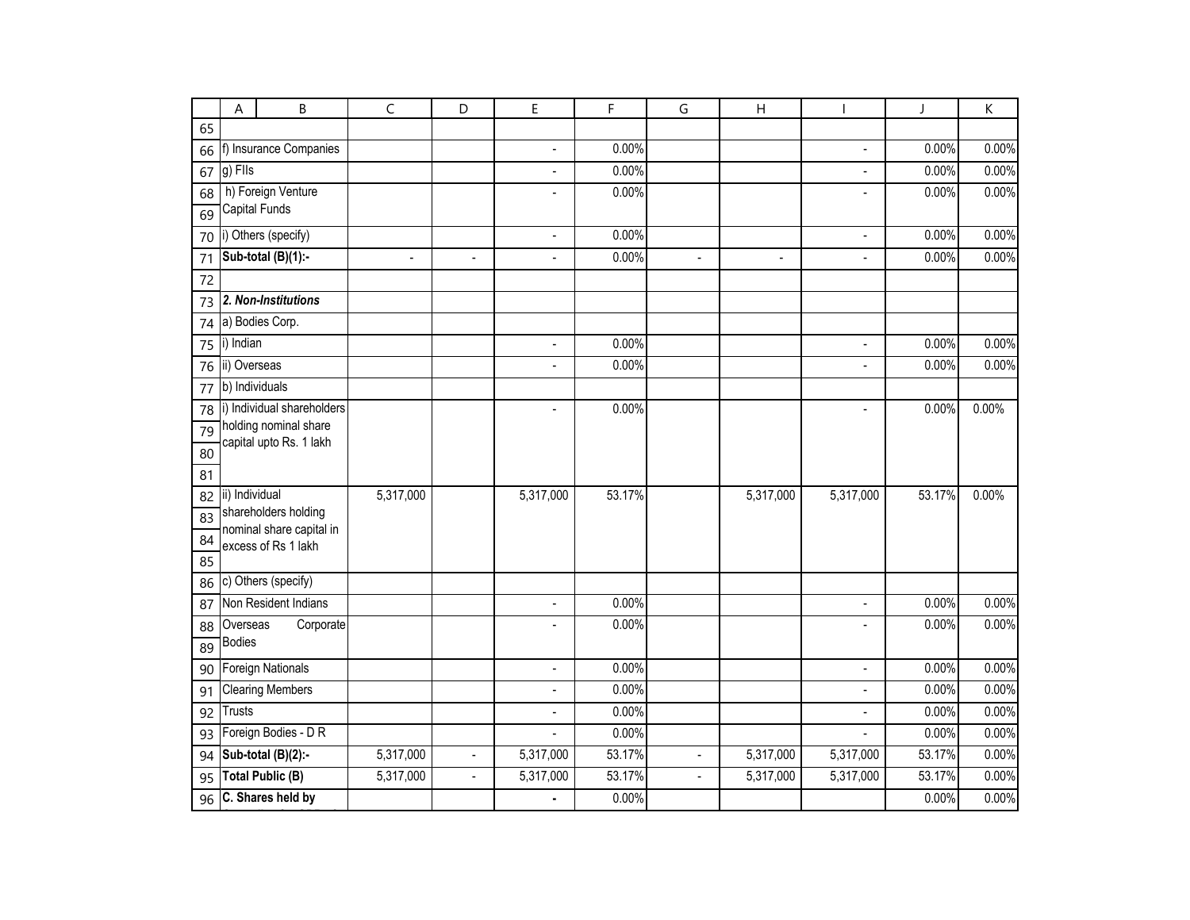| | A | B | C | D | E | F | G | H | I | J | K |
|---|---|---|---|---|---|---|---|---|---|---|---|
| 65 | | | | | | | | | | | |
| 66 | f) Insurance Companies | | | | - | 0.00% | | | - | 0.00% | 0.00% |
| 67 | g) FIIs | | | | - | 0.00% | | | - | 0.00% | 0.00% |
| 68-69 | h) Foreign Venture Capital Funds | | | | - | 0.00% | | | - | 0.00% | 0.00% |
| 70 | i) Others (specify) | | | | - | 0.00% | | | - | 0.00% | 0.00% |
| 71 | **Sub-total (B)(1):-** | | - | - | - | 0.00% | - | - | - | 0.00% | 0.00% |
| 72 | | | | | | | | | | | |
| 73 | ***2. Non-Institutions*** | | | | | | | | | | |
| 74 | a) Bodies Corp. | | | | | | | | | | |
| 75 | i) Indian | | | | - | 0.00% | | | - | 0.00% | 0.00% |
| 76 | ii) Overseas | | | | - | 0.00% | | | - | 0.00% | 0.00% |
| 77 | b) Individuals | | | | | | | | | | |
| 78-81 | i) Individual shareholders holding nominal share capital upto Rs. 1 lakh | | | | - | 0.00% | | | - | 0.00% | 0.00% |
| 82-85 | ii) Individual shareholders holding nominal share capital in excess of Rs 1 lakh | | 5,317,000 | | 5,317,000 | 53.17% | | 5,317,000 | 5,317,000 | 53.17% | 0.00% |
| 86 | c) Others (specify) | | | | | | | | | | |
| 87 | Non Resident Indians | | | | - | 0.00% | | | - | 0.00% | 0.00% |
| 88-89 | Overseas Corporate Bodies | | | | - | 0.00% | | | - | 0.00% | 0.00% |
| 90 | Foreign Nationals | | | | - | 0.00% | | | - | 0.00% | 0.00% |
| 91 | Clearing Members | | | | - | 0.00% | | | - | 0.00% | 0.00% |
| 92 | Trusts | | | | - | 0.00% | | | - | 0.00% | 0.00% |
| 93 | Foreign Bodies - D R | | | | - | 0.00% | | | - | 0.00% | 0.00% |
| 94 | **Sub-total (B)(2):-** | | 5,317,000 | - | 5,317,000 | 53.17% | - | 5,317,000 | 5,317,000 | 53.17% | 0.00% |
| 95 | **Total Public (B)** | | 5,317,000 | - | 5,317,000 | 53.17% | - | 5,317,000 | 5,317,000 | 53.17% | 0.00% |
| 96 | **C. Shares held by** | | | | - | 0.00% | | | | 0.00% | 0.00% |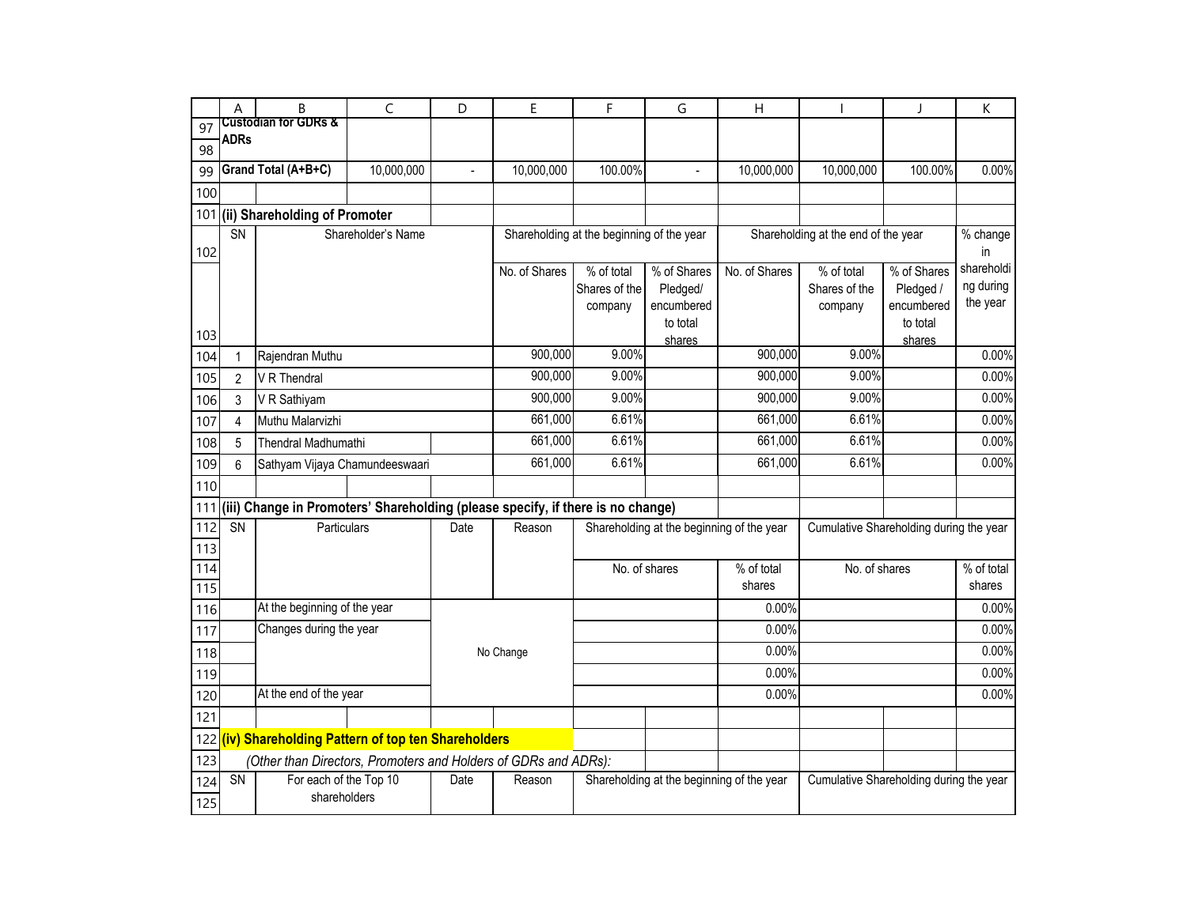| Category | | | | | | | | | |
|---|---|---|---|---|---|---|---|---|---|
| Custodian for GDRs & ADRs | | | | | | | | | |
| **Grand Total (A+B+C)** | 10,000,000 | - | 10,000,000 | 100.00% | - | 10,000,000 | 10,000,000 | 100.00% | 0.00% |

### (ii) Shareholding of Promoter

| SN | Shareholder's Name | Shareholding at the beginning of the year | | | Shareholding at the end of the year | | | % change in shareholding during the year |
|---|---|---|---|---|---|---|---|---|
| | | No. of Shares | % of total Shares of the company | % of Shares Pledged/ encumbered to total shares | No. of Shares | % of total Shares of the company | % of Shares Pledged / encumbered to total shares | |
| 1 | Rajendran Muthu | 900,000 | 9.00% | | 900,000 | 9.00% | | 0.00% |
| 2 | V R Thendral | 900,000 | 9.00% | | 900,000 | 9.00% | | 0.00% |
| 3 | V R Sathiyam | 900,000 | 9.00% | | 900,000 | 9.00% | | 0.00% |
| 4 | Muthu Malarvizhi | 661,000 | 6.61% | | 661,000 | 6.61% | | 0.00% |
| 5 | Thendral Madhumathi | 661,000 | 6.61% | | 661,000 | 6.61% | | 0.00% |
| 6 | Sathyam Vijaya Chamundeeswaari | 661,000 | 6.61% | | 661,000 | 6.61% | | 0.00% |

### (iii) Change in Promoters' Shareholding (please specify, if there is no change)

| SN | Particulars | Date | Reason | Shareholding at the beginning of the year | | Cumulative Shareholding during the year | |
|---|---|---|---|---|---|---|---|
| | | | | No. of shares | % of total shares | No. of shares | % of total shares |
| | At the beginning of the year | No Change | | | 0.00% | | 0.00% |
| | Changes during the year | | | | 0.00% | | 0.00% |
| | | | | | 0.00% | | 0.00% |
| | | | | | 0.00% | | 0.00% |
| | At the end of the year | | | | 0.00% | | 0.00% |

### (iv) Shareholding Pattern of top ten Shareholders

*(Other than Directors, Promoters and Holders of GDRs and ADRs):*

| SN | For each of the Top 10 shareholders | Date | Reason | Shareholding at the beginning of the year | Cumulative Shareholding during the year |
|---|---|---|---|---|---|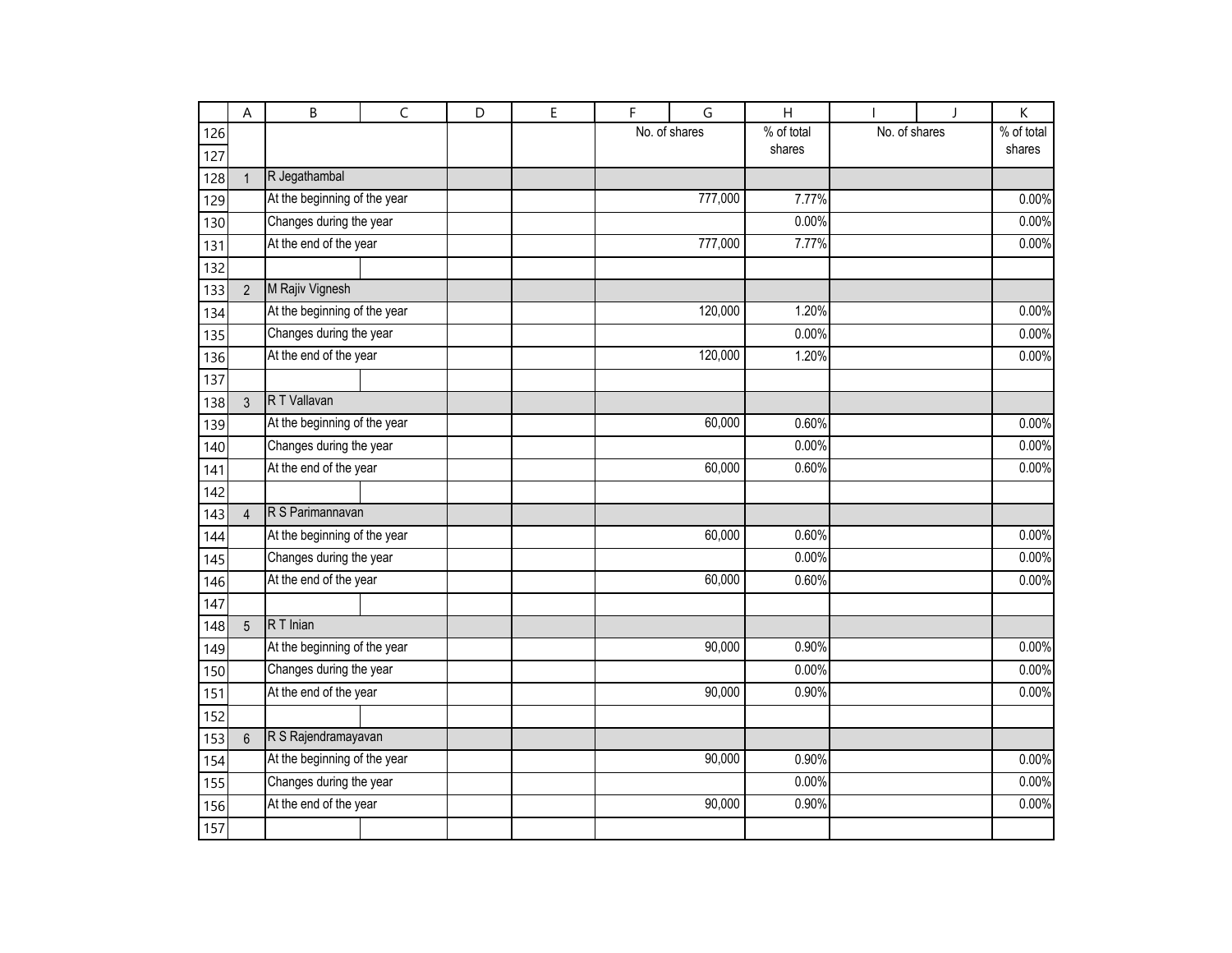| | | No. of shares | % of total shares | No. of shares | % of total shares |
|---|---|---|---|---|---|
| 1 | R Jegathambal | | | | |
| | At the beginning of the year | 777,000 | 7.77% | | 0.00% |
| | Changes during the year | | 0.00% | | 0.00% |
| | At the end of the year | 777,000 | 7.77% | | 0.00% |
| | | | | | |
| 2 | M Rajiv Vignesh | | | | |
| | At the beginning of the year | 120,000 | 1.20% | | 0.00% |
| | Changes during the year | | 0.00% | | 0.00% |
| | At the end of the year | 120,000 | 1.20% | | 0.00% |
| | | | | | |
| 3 | R T Vallavan | | | | |
| | At the beginning of the year | 60,000 | 0.60% | | 0.00% |
| | Changes during the year | | 0.00% | | 0.00% |
| | At the end of the year | 60,000 | 0.60% | | 0.00% |
| | | | | | |
| 4 | R S Parimannavan | | | | |
| | At the beginning of the year | 60,000 | 0.60% | | 0.00% |
| | Changes during the year | | 0.00% | | 0.00% |
| | At the end of the year | 60,000 | 0.60% | | 0.00% |
| | | | | | |
| 5 | R T Inian | | | | |
| | At the beginning of the year | 90,000 | 0.90% | | 0.00% |
| | Changes during the year | | 0.00% | | 0.00% |
| | At the end of the year | 90,000 | 0.90% | | 0.00% |
| | | | | | |
| 6 | R S Rajendramayavan | | | | |
| | At the beginning of the year | 90,000 | 0.90% | | 0.00% |
| | Changes during the year | | 0.00% | | 0.00% |
| | At the end of the year | 90,000 | 0.90% | | 0.00% |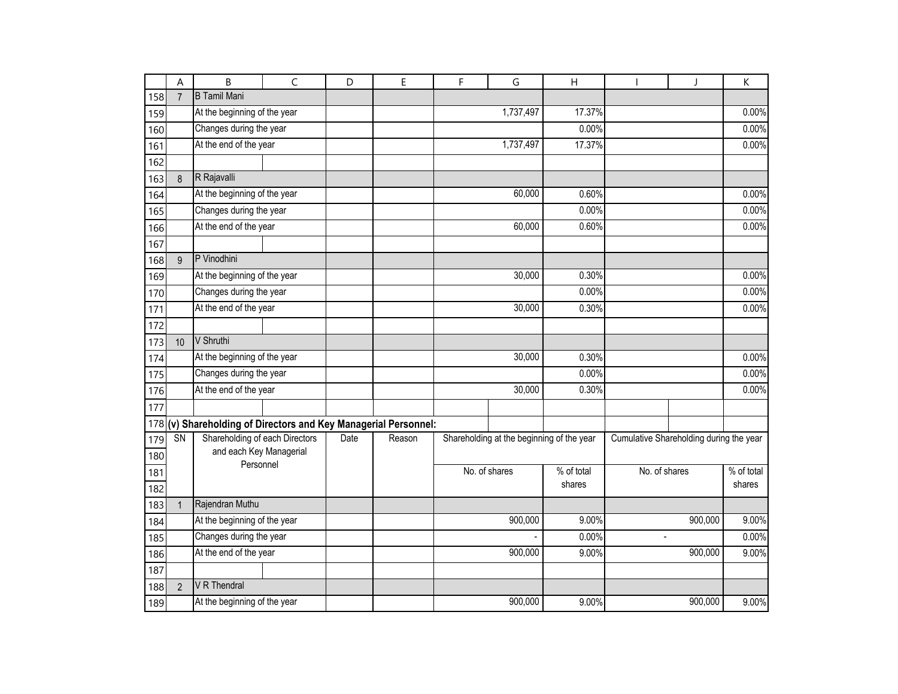| SN | Shareholding of each Directors and each Key Managerial Personnel | Date | Reason | Shareholding at the beginning of the year | | Cumulative Shareholding during the year | |
|---|---|---|---|---|---|---|---|
| | | | | No. of shares | % of total shares | No. of shares | % of total shares |
| 7 | B Tamil Mani | | | | | | |
| | At the beginning of the year | | | 1,737,497 | 17.37% | | 0.00% |
| | Changes during the year | | | | 0.00% | | 0.00% |
| | At the end of the year | | | 1,737,497 | 17.37% | | 0.00% |
| 8 | R Rajavalli | | | | | | |
| | At the beginning of the year | | | 60,000 | 0.60% | | 0.00% |
| | Changes during the year | | | | 0.00% | | 0.00% |
| | At the end of the year | | | 60,000 | 0.60% | | 0.00% |
| 9 | P Vinodhini | | | | | | |
| | At the beginning of the year | | | 30,000 | 0.30% | | 0.00% |
| | Changes during the year | | | | 0.00% | | 0.00% |
| | At the end of the year | | | 30,000 | 0.30% | | 0.00% |
| 10 | V Shruthi | | | | | | |
| | At the beginning of the year | | | 30,000 | 0.30% | | 0.00% |
| | Changes during the year | | | | 0.00% | | 0.00% |
| | At the end of the year | | | 30,000 | 0.30% | | 0.00% |

**(v) Shareholding of Directors and Key Managerial Personnel:**

| SN | Shareholding of each Directors and each Key Managerial Personnel | Date | Reason | Shareholding at the beginning of the year | | Cumulative Shareholding during the year | |
|---|---|---|---|---|---|---|---|
| | | | | No. of shares | % of total shares | No. of shares | % of total shares |
| 1 | Rajendran Muthu | | | | | | |
| | At the beginning of the year | | | 900,000 | 9.00% | 900,000 | 9.00% |
| | Changes during the year | | | - | 0.00% | - | 0.00% |
| | At the end of the year | | | 900,000 | 9.00% | 900,000 | 9.00% |
| 2 | V R Thendral | | | | | | |
| | At the beginning of the year | | | 900,000 | 9.00% | 900,000 | 9.00% |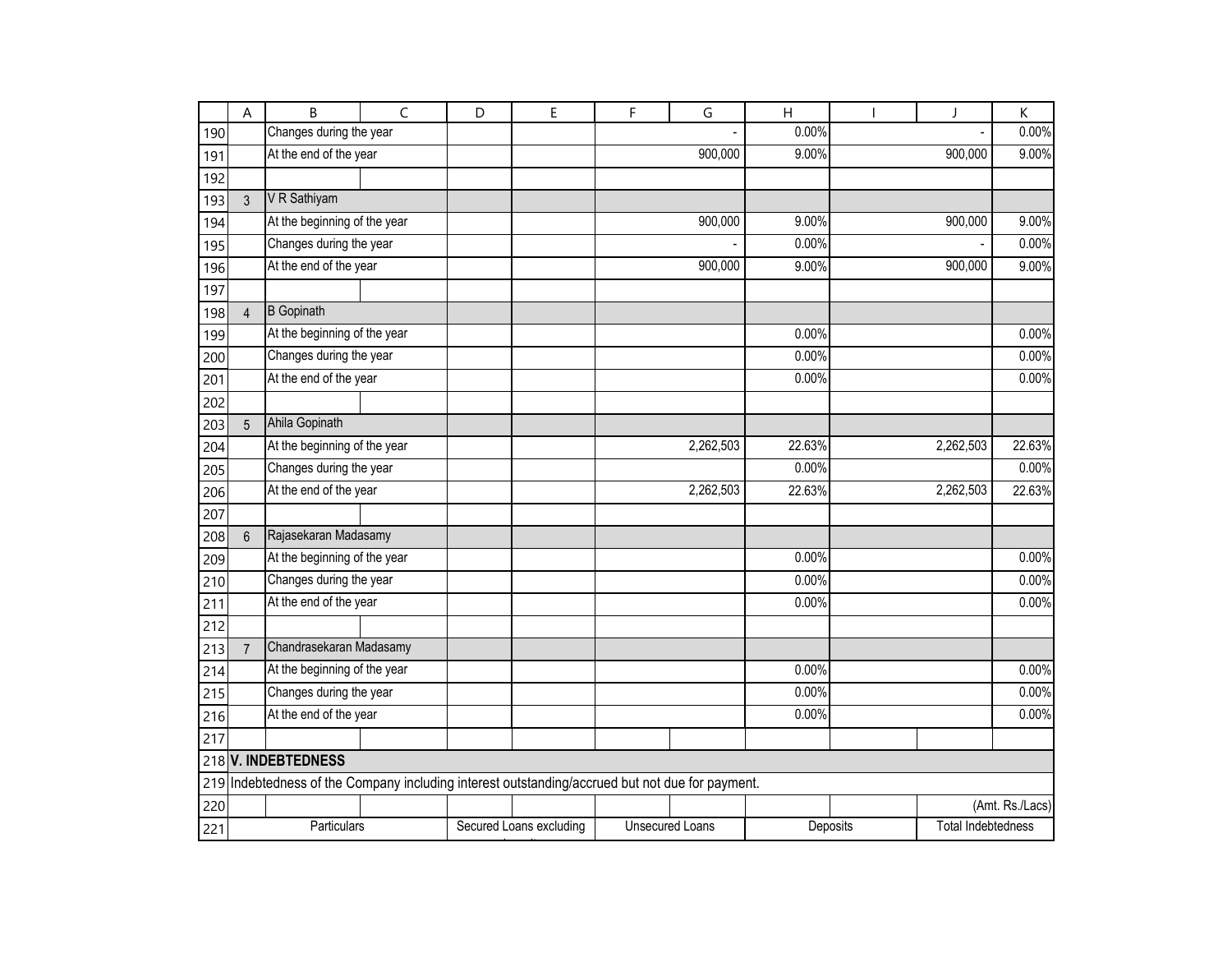| | | | | | | |
|---|---|---|---|---|---|---|
| | Changes during the year | | | - | 0.00% | - | 0.00% |
| | At the end of the year | | | 900,000 | 9.00% | 900,000 | 9.00% |
| | | | | | | | |
| 3 | V R Sathiyam | | | | | | |
| | At the beginning of the year | | | 900,000 | 9.00% | 900,000 | 9.00% |
| | Changes during the year | | | - | 0.00% | - | 0.00% |
| | At the end of the year | | | 900,000 | 9.00% | 900,000 | 9.00% |
| | | | | | | | |
| 4 | B Gopinath | | | | | | |
| | At the beginning of the year | | | | 0.00% | | 0.00% |
| | Changes during the year | | | | 0.00% | | 0.00% |
| | At the end of the year | | | | 0.00% | | 0.00% |
| | | | | | | | |
| 5 | Ahila Gopinath | | | | | | |
| | At the beginning of the year | | | 2,262,503 | 22.63% | 2,262,503 | 22.63% |
| | Changes during the year | | | | 0.00% | | 0.00% |
| | At the end of the year | | | 2,262,503 | 22.63% | 2,262,503 | 22.63% |
| | | | | | | | |
| 6 | Rajasekaran Madasamy | | | | | | |
| | At the beginning of the year | | | | 0.00% | | 0.00% |
| | Changes during the year | | | | 0.00% | | 0.00% |
| | At the end of the year | | | | 0.00% | | 0.00% |
| | | | | | | | |
| 7 | Chandrasekaran Madasamy | | | | | | |
| | At the beginning of the year | | | | 0.00% | | 0.00% |
| | Changes during the year | | | | 0.00% | | 0.00% |
| | At the end of the year | | | | 0.00% | | 0.00% |

## V. INDEBTEDNESS

Indebtedness of the Company including interest outstanding/accrued but not due for payment.

(Amt. Rs./Lacs)

| Particulars | Secured Loans excluding | Unsecured Loans | Deposits | Total Indebtedness |
|---|---|---|---|---|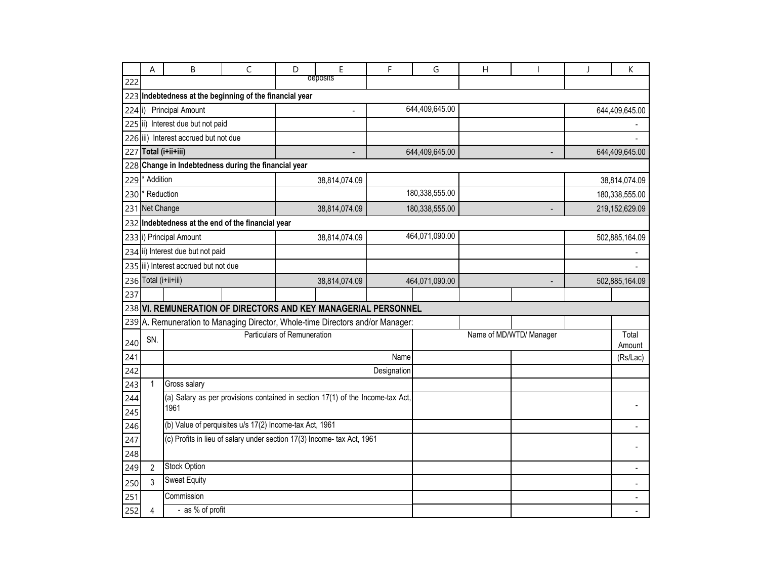| | | | | Total |
|---|---|---|---|---|
| | | deposits | | |
| **Indebtedness at the beginning of the financial year** | | | | |
| i) Principal Amount | - | 644,409,645.00 | | 644,409,645.00 |
| ii) Interest due but not paid | | | | - |
| iii) Interest accrued but not due | | | | - |
| **Total (i+ii+iii)** | - | 644,409,645.00 | - | 644,409,645.00 |
| **Change in Indebtedness during the financial year** | | | | |
| * Addition | 38,814,074.09 | | | 38,814,074.09 |
| * Reduction | | 180,338,555.00 | | 180,338,555.00 |
| Net Change | 38,814,074.09 | 180,338,555.00 | - | 219,152,629.09 |
| **Indebtedness at the end of the financial year** | | | | |
| i) Principal Amount | 38,814,074.09 | 464,071,090.00 | | 502,885,164.09 |
| ii) Interest due but not paid | | | | - |
| iii) Interest accrued but not due | | | | - |
| Total (i+ii+iii) | 38,814,074.09 | 464,071,090.00 | - | 502,885,164.09 |

## VI. REMUNERATION OF DIRECTORS AND KEY MANAGERIAL PERSONNEL

A. Remuneration to Managing Director, Whole-time Directors and/or Manager:

| SN. | Particulars of Remuneration | Name of MD/WTD/ Manager | | Total Amount |
|---|---|---|---|---|
| | Name | | | (Rs/Lac) |
| | Designation | | | |
| 1 | Gross salary | | | |
| | (a) Salary as per provisions contained in section 17(1) of the Income-tax Act, 1961 | | | - |
| | (b) Value of perquisites u/s 17(2) Income-tax Act, 1961 | | | - |
| | (c) Profits in lieu of salary under section 17(3) Income- tax Act, 1961 | | | - |
| 2 | Stock Option | | | - |
| 3 | Sweat Equity | | | - |
| | Commission | | | - |
| 4 | - as % of profit | | | - |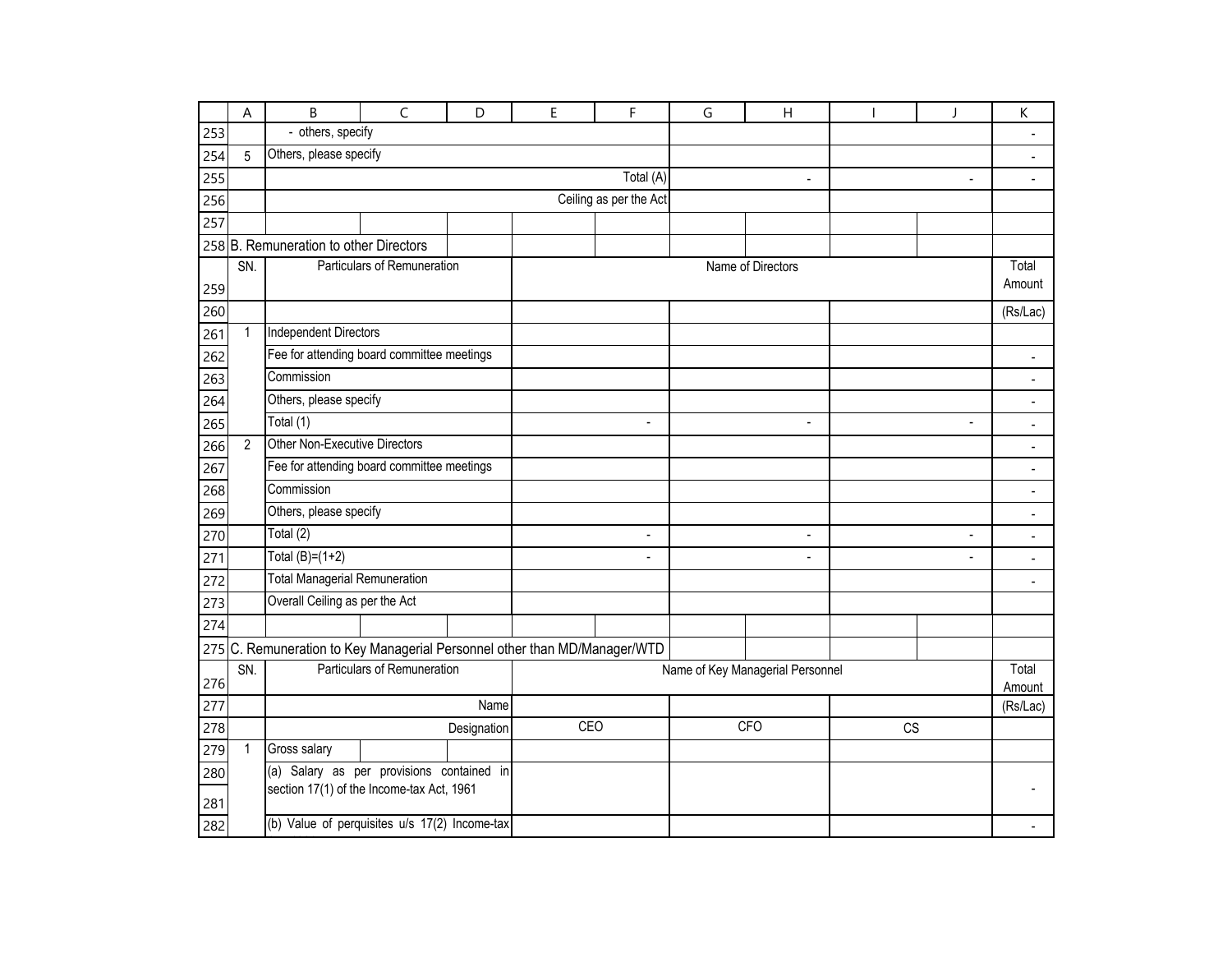| | Particulars | | | | | | Total Amount |
|---|---|---|---|---|---|---|---|
| | - others, specify | | | | | | - |
| 5 | Others, please specify | | | | | | - |
| | | Total (A) | | - | | - | - |
| | | Ceiling as per the Act | | | | | |

**B. Remuneration to other Directors**

| SN. | Particulars of Remuneration | Name of Directors | | | Total Amount |
|---|---|---|---|---|---|
| | | | | | (Rs/Lac) |
| 1 | Independent Directors | | | | |
| | Fee for attending board committee meetings | | | | - |
| | Commission | | | | - |
| | Others, please specify | | | | - |
| | Total (1) | - | - | - | - |
| 2 | Other Non-Executive Directors | | | | - |
| | Fee for attending board committee meetings | | | | - |
| | Commission | | | | - |
| | Others, please specify | | | | - |
| | Total (2) | - | - | - | - |
| | Total (B)=(1+2) | - | - | - | - |
| | Total Managerial Remuneration | | | | - |
| | Overall Ceiling as per the Act | | | | |

**C. Remuneration to Key Managerial Personnel other than MD/Manager/WTD**

| SN. | Particulars of Remuneration | Name of Key Managerial Personnel | | | Total Amount |
|---|---|---|---|---|---|
| | Name | | | | (Rs/Lac) |
| | Designation | CEO | CFO | CS | |
| 1 | Gross salary | | | | |
| | (a) Salary as per provisions contained in section 17(1) of the Income-tax Act, 1961 | | | | - |
| | (b) Value of perquisites u/s 17(2) Income-tax | | | | - |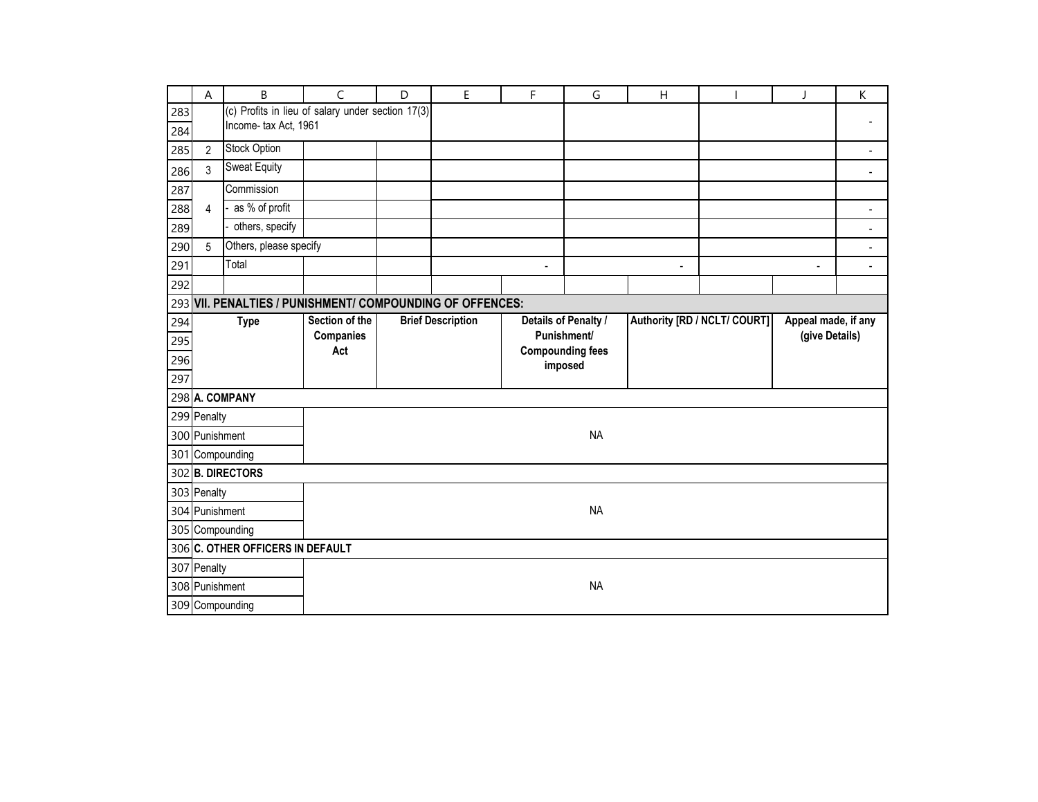| | | | | | | |
|---|---|---|---|---|---|---|
| | (c) Profits in lieu of salary under section 17(3) Income- tax Act, 1961 | | | | | - |
| 2 | Stock Option | | | | | - |
| 3 | Sweat Equity | | | | | - |
| 4 | Commission | | | | | |
| | - as % of profit | | | | | - |
| | - others, specify | | | | | - |
| 5 | Others, please specify | | | | | - |
| | Total | | - | - | - | - |

## VII. PENALTIES / PUNISHMENT/ COMPOUNDING OF OFFENCES:

| Type | Section of the Companies Act | Brief Description | Details of Penalty / Punishment/ Compounding fees imposed | Authority [RD / NCLT/ COURT] | Appeal made, if any (give Details) |
|---|---|---|---|---|---|
| **A. COMPANY** | | | | | |
| Penalty | NA | | | | |
| Punishment | | | | | |
| Compounding | | | | | |
| **B. DIRECTORS** | | | | | |
| Penalty | NA | | | | |
| Punishment | | | | | |
| Compounding | | | | | |
| **C. OTHER OFFICERS IN DEFAULT** | | | | | |
| Penalty | NA | | | | |
| Punishment | | | | | |
| Compounding | | | | | |